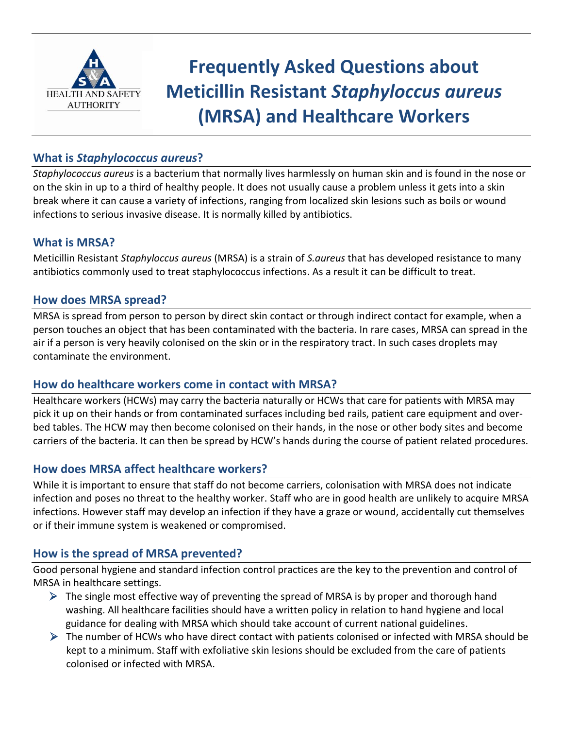# Frequently Asked Questions about Meticillin Resistant *Staphyloccus aureus* (MRSA) and Healthcare Workers

## What is *Staphylococcus aureus*?

*Staphylococcus aureus* is a bacterium that normally lives harmlessly on human skin and is found in the nose or on the skin in up to a third of healthy people. It does not usually cause a problem unless it gets into a skin break where it can cause a variety of infections, ranging from localized skin lesions such as boils or wound infections to serious invasive disease. It is normally killed by antibiotics.

## What is MRSA?

Meticillin Resistant *Staphyloccus aureus* (MRSA) is a strain of *S.aureus* that has developed resistance to many antibiotics commonly used to treat staphylococcus infections. As a result it can be difficult to treat.

## How does MRSA spread?

MRSA is spread from person to person by direct skin contact or through indirect contact for example, when a person touches an object that has been contaminated with the bacteria. In rare cases, MRSA can spread in the air if a person is very heavily colonised on the skin or in the respiratory tract. In such cases droplets may contaminate the environment.

## How do healthcare workers come in contact with MRSA?

Healthcare workers (HCWs) may carry the bacteria naturally or HCWs that care for patients with MRSA may pick it up on their hands or from contaminated surfaces including bed rails, patient care equipment and over-bed tables. The HCW may then become colonised on their hands, in the nose or other body sites and become carriers of the bacteria. It can then be spread by HCW's hands during the course of patient related procedures.

## How does MRSA affect healthcare workers?

While it is important to ensure that staff do not become carriers, colonisation with MRSA does not indicate infection and poses no threat to the healthy worker. Staff who are in good health are unlikely to acquire MRSA infections. However staff may develop an infection if they have a graze or wound, accidentally cut themselves or if their immune system is weakened or compromised.

## How is the spread of MRSA prevented?

Good personal hygiene and standard infection control practices are the key to the prevention and control of MRSA in healthcare settings.

- The single most effective way of preventing the spread of MRSA is by proper and thorough hand washing. All healthcare facilities should have a written policy in relation to hand hygiene and local guidance for dealing with MRSA which should take account of current national guidelines.
- The number of HCWs who have direct contact with patients colonised or infected with MRSA should be kept to a minimum. Staff with exfoliative skin lesions should be excluded from the care of patients colonised or infected with MRSA.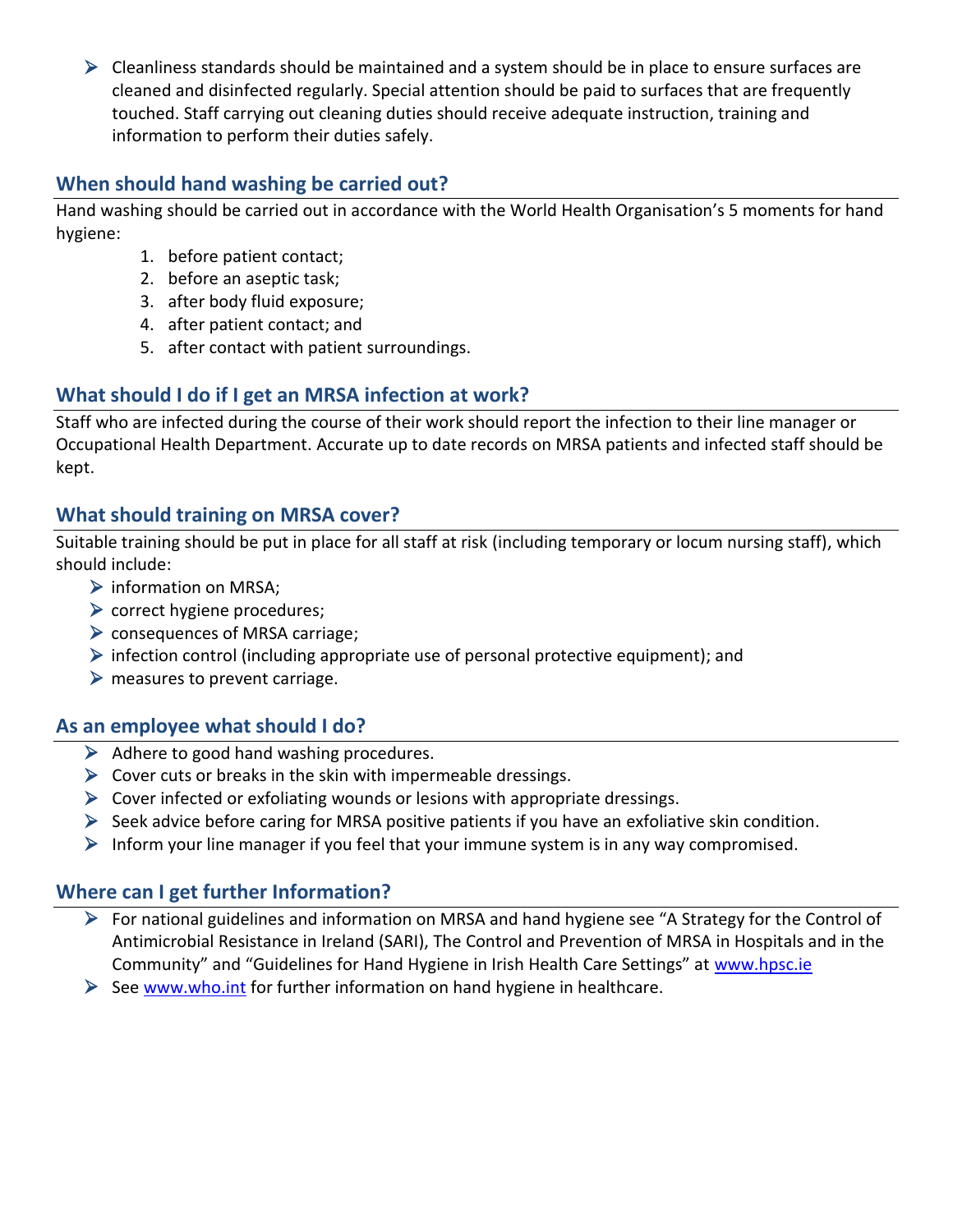- Cleanliness standards should be maintained and a system should be in place to ensure surfaces are cleaned and disinfected regularly. Special attention should be paid to surfaces that are frequently touched. Staff carrying out cleaning duties should receive adequate instruction, training and information to perform their duties safely.

## When should hand washing be carried out?

Hand washing should be carried out in accordance with the World Health Organisation's 5 moments for hand hygiene:

1. before patient contact;
2. before an aseptic task;
3. after body fluid exposure;
4. after patient contact; and
5. after contact with patient surroundings.

## What should I do if I get an MRSA infection at work?

Staff who are infected during the course of their work should report the infection to their line manager or Occupational Health Department. Accurate up to date records on MRSA patients and infected staff should be kept.

## What should training on MRSA cover?

Suitable training should be put in place for all staff at risk (including temporary or locum nursing staff), which should include:

- information on MRSA;
- correct hygiene procedures;
- consequences of MRSA carriage;
- infection control (including appropriate use of personal protective equipment); and
- measures to prevent carriage.

## As an employee what should I do?

- Adhere to good hand washing procedures.
- Cover cuts or breaks in the skin with impermeable dressings.
- Cover infected or exfoliating wounds or lesions with appropriate dressings.
- Seek advice before caring for MRSA positive patients if you have an exfoliative skin condition.
- Inform your line manager if you feel that your immune system is in any way compromised.

## Where can I get further Information?

- For national guidelines and information on MRSA and hand hygiene see "A Strategy for the Control of Antimicrobial Resistance in Ireland (SARI), The Control and Prevention of MRSA in Hospitals and in the Community" and "Guidelines for Hand Hygiene in Irish Health Care Settings" at [www.hpsc.ie](http://www.hpsc.ie)
- See [www.who.int](http://www.who.int) for further information on hand hygiene in healthcare.